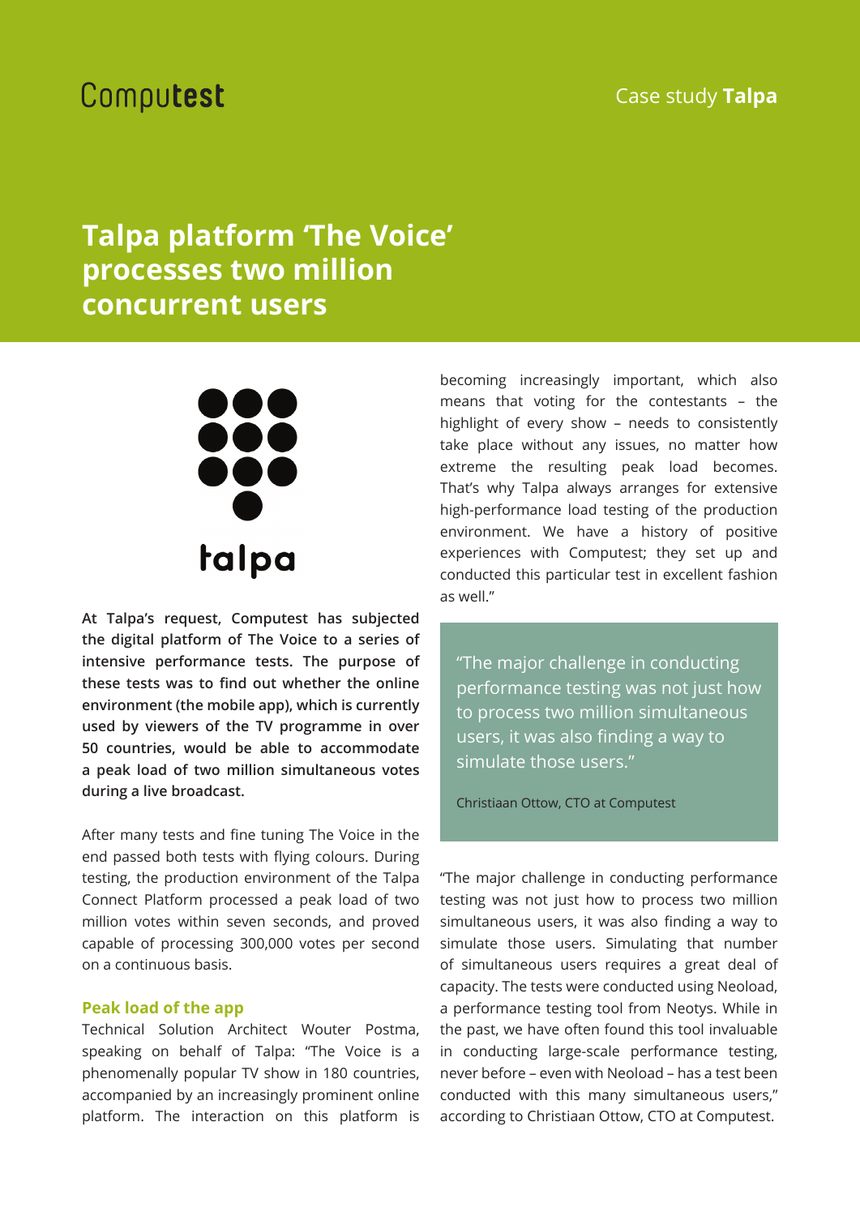Computest

Case study **Talpa**

# Talpa platform 'The Voice' processes two million concurrent users

talpa

**At Talpa's request, Computest has subjected the digital platform of The Voice to a series of intensive performance tests. The purpose of these tests was to find out whether the online environment (the mobile app), which is currently used by viewers of the TV programme in over 50 countries, would be able to accommodate a peak load of two million simultaneous votes during a live broadcast.**

After many tests and fine tuning The Voice in the end passed both tests with flying colours. During testing, the production environment of the Talpa Connect Platform processed a peak load of two million votes within seven seconds, and proved capable of processing 300,000 votes per second on a continuous basis.

## Peak load of the app

Technical Solution Architect Wouter Postma, speaking on behalf of Talpa: "The Voice is a phenomenally popular TV show in 180 countries, accompanied by an increasingly prominent online platform. The interaction on this platform is becoming increasingly important, which also means that voting for the contestants – the highlight of every show – needs to consistently take place without any issues, no matter how extreme the resulting peak load becomes. That's why Talpa always arranges for extensive high-performance load testing of the production environment. We have a history of positive experiences with Computest; they set up and conducted this particular test in excellent fashion as well."

> "The major challenge in conducting performance testing was not just how to process two million simultaneous users, it was also finding a way to simulate those users."
>
> Christiaan Ottow, CTO at Computest

"The major challenge in conducting performance testing was not just how to process two million simultaneous users, it was also finding a way to simulate those users. Simulating that number of simultaneous users requires a great deal of capacity. The tests were conducted using Neoload, a performance testing tool from Neotys. While in the past, we have often found this tool invaluable in conducting large-scale performance testing, never before – even with Neoload – has a test been conducted with this many simultaneous users," according to Christiaan Ottow, CTO at Computest.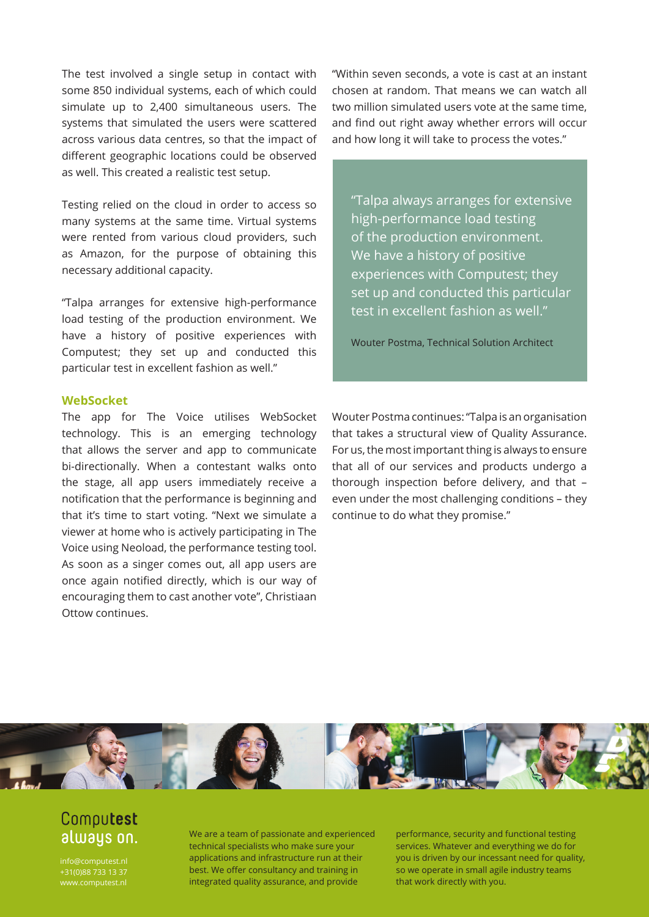The test involved a single setup in contact with some 850 individual systems, each of which could simulate up to 2,400 simultaneous users. The systems that simulated the users were scattered across various data centres, so that the impact of different geographic locations could be observed as well. This created a realistic test setup.

Testing relied on the cloud in order to access so many systems at the same time. Virtual systems were rented from various cloud providers, such as Amazon, for the purpose of obtaining this necessary additional capacity.

"Talpa arranges for extensive high-performance load testing of the production environment. We have a history of positive experiences with Computest; they set up and conducted this particular test in excellent fashion as well."

### WebSocket

The app for The Voice utilises WebSocket technology. This is an emerging technology that allows the server and app to communicate bi-directionally. When a contestant walks onto the stage, all app users immediately receive a notification that the performance is beginning and that it's time to start voting. "Next we simulate a viewer at home who is actively participating in The Voice using Neoload, the performance testing tool. As soon as a singer comes out, all app users are once again notified directly, which is our way of encouraging them to cast another vote", Christiaan Ottow continues.

"Within seven seconds, a vote is cast at an instant chosen at random. That means we can watch all two million simulated users vote at the same time, and find out right away whether errors will occur and how long it will take to process the votes."

> "Talpa always arranges for extensive high-performance load testing of the production environment. We have a history of positive experiences with Computest; they set up and conducted this particular test in excellent fashion as well."
>
> Wouter Postma, Technical Solution Architect

Wouter Postma continues: "Talpa is an organisation that takes a structural view of Quality Assurance. For us, the most important thing is always to ensure that all of our services and products undergo a thorough inspection before delivery, and that – even under the most challenging conditions – they continue to do what they promise."

**Computest**
always on.

info@computest.nl
+31(0)88 733 13 37
www.computest.nl

We are a team of passionate and experienced technical specialists who make sure your applications and infrastructure run at their best. We offer consultancy and training in integrated quality assurance, and provide performance, security and functional testing services. Whatever and everything we do for you is driven by our incessant need for quality, so we operate in small agile industry teams that work directly with you.